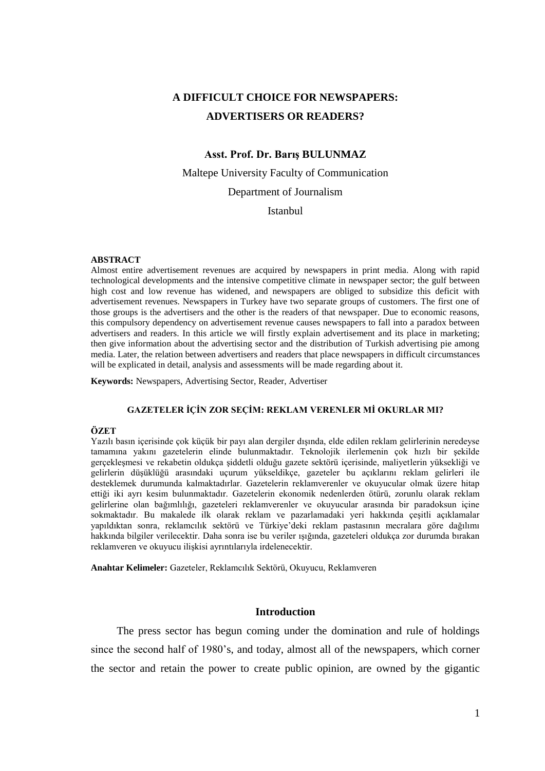# A DIFFICULT CHOICE FOR NEWSPAPERS: ADVERTISERS OR READERS?

**Asst. Prof. Dr. Barış BULUNMAZ**

Maltepe University Faculty of Communication

Department of Journalism

Istanbul

**ABSTRACT**

Almost entire advertisement revenues are acquired by newspapers in print media. Along with rapid technological developments and the intensive competitive climate in newspaper sector; the gulf between high cost and low revenue has widened, and newspapers are obliged to subsidize this deficit with advertisement revenues. Newspapers in Turkey have two separate groups of customers. The first one of those groups is the advertisers and the other is the readers of that newspaper. Due to economic reasons, this compulsory dependency on advertisement revenue causes newspapers to fall into a paradox between advertisers and readers. In this article we will firstly explain advertisement and its place in marketing; then give information about the advertising sector and the distribution of Turkish advertising pie among media. Later, the relation between advertisers and readers that place newspapers in difficult circumstances will be explicated in detail, analysis and assessments will be made regarding about it.

**Keywords:** Newspapers, Advertising Sector, Reader, Advertiser

**GAZETELER İÇİN ZOR SEÇİM: REKLAM VERENLER Mİ OKURLAR MI?**

**ÖZET**

Yazılı basın içerisinde çok küçük bir payı alan dergiler dışında, elde edilen reklam gelirlerinin neredeyse tamamına yakını gazetelerin elinde bulunmaktadır. Teknolojik ilerlemenin çok hızlı bir şekilde gerçekleşmesi ve rekabetin oldukça şiddetli olduğu gazete sektörü içerisinde, maliyetlerin yüksekliği ve gelirlerin düşüklüğü arasındaki uçurum yükseldikçe, gazeteler bu açıklarını reklam gelirleri ile desteklemek durumunda kalmaktadırlar. Gazetelerin reklamverenler ve okuyucular olmak üzere hitap ettiği iki ayrı kesim bulunmaktadır. Gazetelerin ekonomik nedenlerden ötürü, zorunlu olarak reklam gelirlerine olan bağımlılığı, gazeteleri reklamverenler ve okuyucular arasında bir paradoksun içine sokmaktadır. Bu makalede ilk olarak reklam ve pazarlamadaki yeri hakkında çeşitli açıklamalar yapıldıktan sonra, reklamcılık sektörü ve Türkiye'deki reklam pastasının mecralara göre dağılımı hakkında bilgiler verilecektir. Daha sonra ise bu veriler ışığında, gazeteleri oldukça zor durumda bırakan reklamveren ve okuyucu ilişkisi ayrıntılarıyla irdelenecektir.

**Anahtar Kelimeler:** Gazeteler, Reklamcılık Sektörü, Okuyucu, Reklamveren

## Introduction

The press sector has begun coming under the domination and rule of holdings since the second half of 1980's, and today, almost all of the newspapers, which corner the sector and retain the power to create public opinion, are owned by the gigantic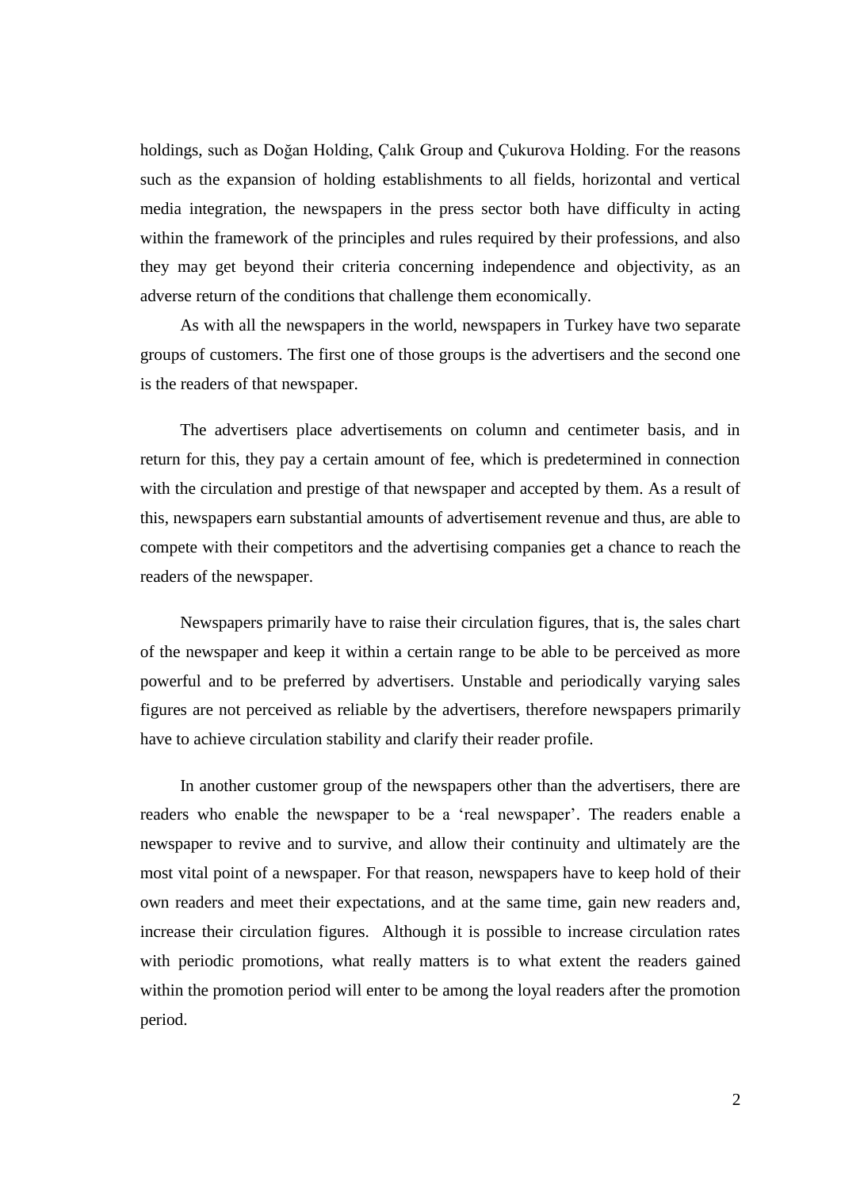holdings, such as Doğan Holding, Çalık Group and Çukurova Holding. For the reasons such as the expansion of holding establishments to all fields, horizontal and vertical media integration, the newspapers in the press sector both have difficulty in acting within the framework of the principles and rules required by their professions, and also they may get beyond their criteria concerning independence and objectivity, as an adverse return of the conditions that challenge them economically.

As with all the newspapers in the world, newspapers in Turkey have two separate groups of customers. The first one of those groups is the advertisers and the second one is the readers of that newspaper.

The advertisers place advertisements on column and centimeter basis, and in return for this, they pay a certain amount of fee, which is predetermined in connection with the circulation and prestige of that newspaper and accepted by them. As a result of this, newspapers earn substantial amounts of advertisement revenue and thus, are able to compete with their competitors and the advertising companies get a chance to reach the readers of the newspaper.

Newspapers primarily have to raise their circulation figures, that is, the sales chart of the newspaper and keep it within a certain range to be able to be perceived as more powerful and to be preferred by advertisers. Unstable and periodically varying sales figures are not perceived as reliable by the advertisers, therefore newspapers primarily have to achieve circulation stability and clarify their reader profile.

In another customer group of the newspapers other than the advertisers, there are readers who enable the newspaper to be a 'real newspaper'. The readers enable a newspaper to revive and to survive, and allow their continuity and ultimately are the most vital point of a newspaper. For that reason, newspapers have to keep hold of their own readers and meet their expectations, and at the same time, gain new readers and, increase their circulation figures. Although it is possible to increase circulation rates with periodic promotions, what really matters is to what extent the readers gained within the promotion period will enter to be among the loyal readers after the promotion period.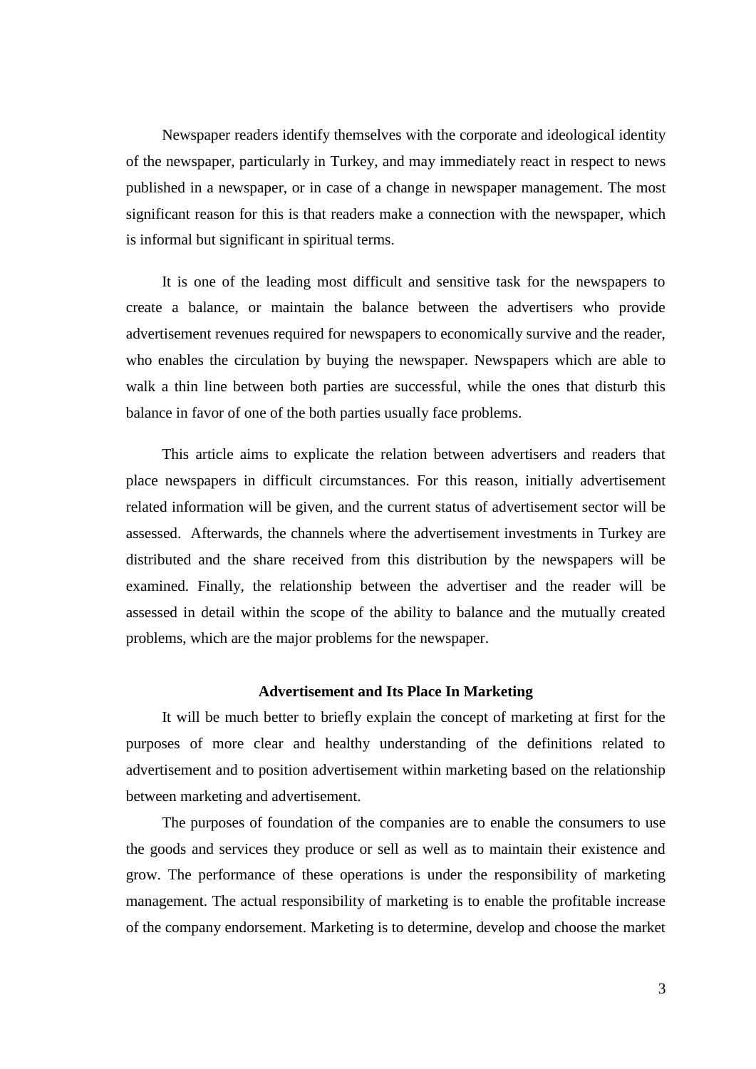Newspaper readers identify themselves with the corporate and ideological identity of the newspaper, particularly in Turkey, and may immediately react in respect to news published in a newspaper, or in case of a change in newspaper management. The most significant reason for this is that readers make a connection with the newspaper, which is informal but significant in spiritual terms.

It is one of the leading most difficult and sensitive task for the newspapers to create a balance, or maintain the balance between the advertisers who provide advertisement revenues required for newspapers to economically survive and the reader, who enables the circulation by buying the newspaper. Newspapers which are able to walk a thin line between both parties are successful, while the ones that disturb this balance in favor of one of the both parties usually face problems.

This article aims to explicate the relation between advertisers and readers that place newspapers in difficult circumstances. For this reason, initially advertisement related information will be given, and the current status of advertisement sector will be assessed. Afterwards, the channels where the advertisement investments in Turkey are distributed and the share received from this distribution by the newspapers will be examined. Finally, the relationship between the advertiser and the reader will be assessed in detail within the scope of the ability to balance and the mutually created problems, which are the major problems for the newspaper.

## Advertisement and Its Place In Marketing

It will be much better to briefly explain the concept of marketing at first for the purposes of more clear and healthy understanding of the definitions related to advertisement and to position advertisement within marketing based on the relationship between marketing and advertisement.

The purposes of foundation of the companies are to enable the consumers to use the goods and services they produce or sell as well as to maintain their existence and grow. The performance of these operations is under the responsibility of marketing management. The actual responsibility of marketing is to enable the profitable increase of the company endorsement. Marketing is to determine, develop and choose the market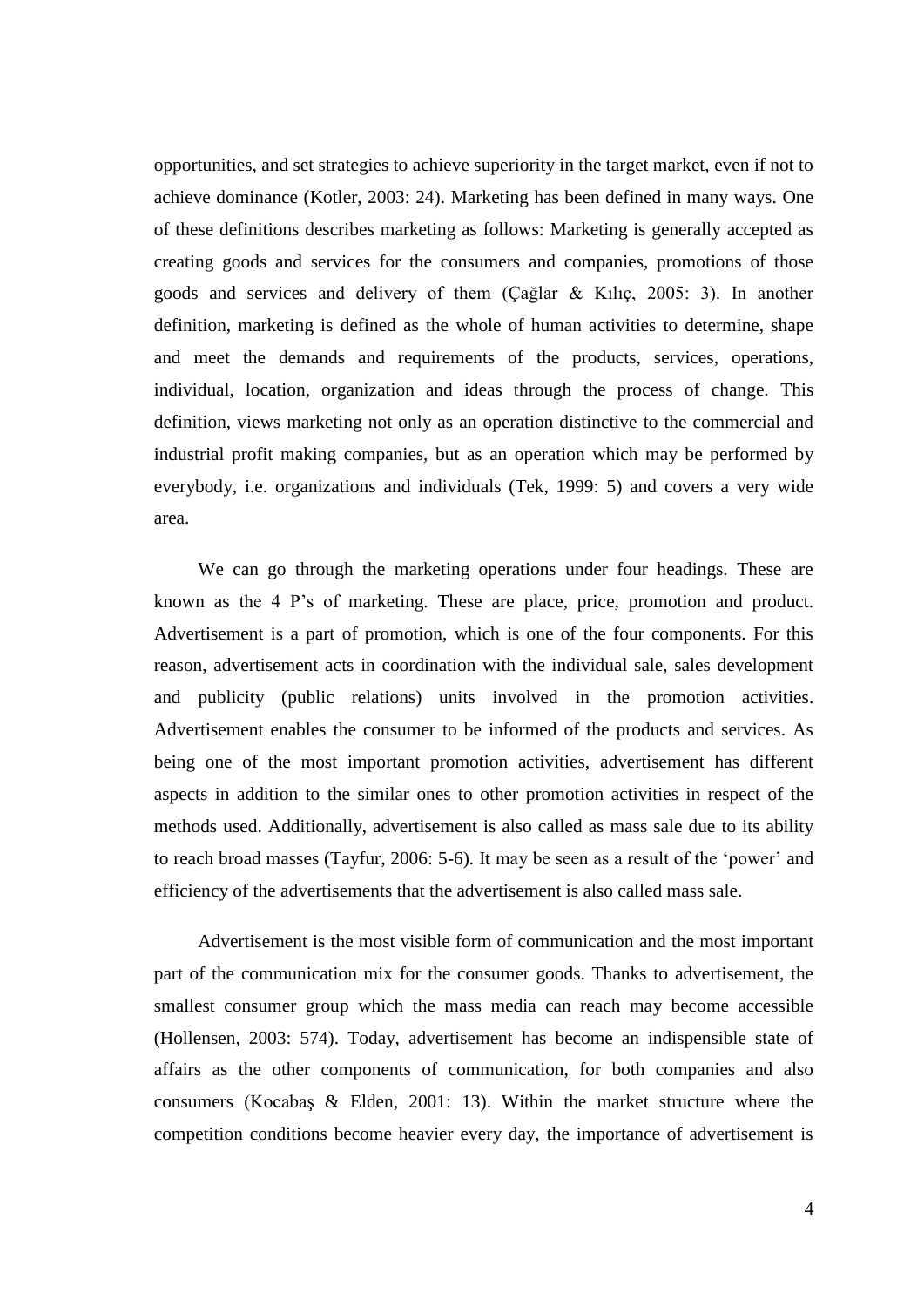opportunities, and set strategies to achieve superiority in the target market, even if not to achieve dominance (Kotler, 2003: 24). Marketing has been defined in many ways. One of these definitions describes marketing as follows: Marketing is generally accepted as creating goods and services for the consumers and companies, promotions of those goods and services and delivery of them (Çağlar & Kılıç, 2005: 3). In another definition, marketing is defined as the whole of human activities to determine, shape and meet the demands and requirements of the products, services, operations, individual, location, organization and ideas through the process of change. This definition, views marketing not only as an operation distinctive to the commercial and industrial profit making companies, but as an operation which may be performed by everybody, i.e. organizations and individuals (Tek, 1999: 5) and covers a very wide area.

We can go through the marketing operations under four headings. These are known as the 4 P's of marketing. These are place, price, promotion and product. Advertisement is a part of promotion, which is one of the four components. For this reason, advertisement acts in coordination with the individual sale, sales development and publicity (public relations) units involved in the promotion activities. Advertisement enables the consumer to be informed of the products and services. As being one of the most important promotion activities, advertisement has different aspects in addition to the similar ones to other promotion activities in respect of the methods used. Additionally, advertisement is also called as mass sale due to its ability to reach broad masses (Tayfur, 2006: 5-6). It may be seen as a result of the 'power' and efficiency of the advertisements that the advertisement is also called mass sale.

Advertisement is the most visible form of communication and the most important part of the communication mix for the consumer goods. Thanks to advertisement, the smallest consumer group which the mass media can reach may become accessible (Hollensen, 2003: 574). Today, advertisement has become an indispensible state of affairs as the other components of communication, for both companies and also consumers (Kocabaş & Elden, 2001: 13). Within the market structure where the competition conditions become heavier every day, the importance of advertisement is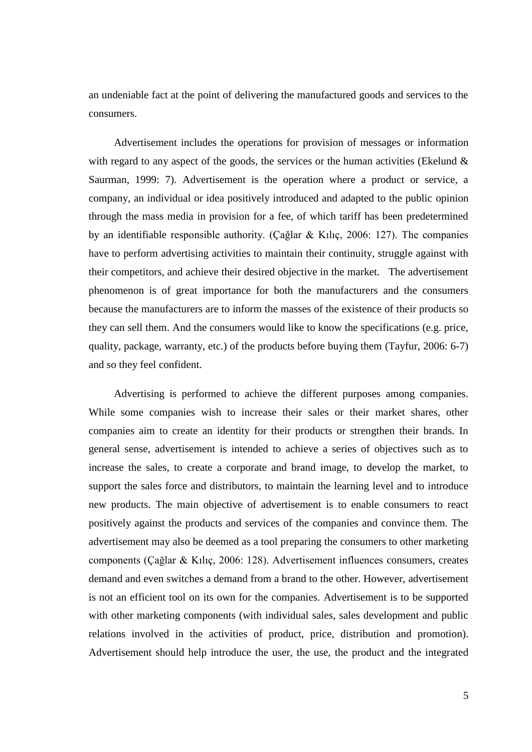an undeniable fact at the point of delivering the manufactured goods and services to the consumers.

Advertisement includes the operations for provision of messages or information with regard to any aspect of the goods, the services or the human activities (Ekelund & Saurman, 1999: 7). Advertisement is the operation where a product or service, a company, an individual or idea positively introduced and adapted to the public opinion through the mass media in provision for a fee, of which tariff has been predetermined by an identifiable responsible authority. (Çağlar & Kılıç, 2006: 127). The companies have to perform advertising activities to maintain their continuity, struggle against with their competitors, and achieve their desired objective in the market. The advertisement phenomenon is of great importance for both the manufacturers and the consumers because the manufacturers are to inform the masses of the existence of their products so they can sell them. And the consumers would like to know the specifications (e.g. price, quality, package, warranty, etc.) of the products before buying them (Tayfur, 2006: 6-7) and so they feel confident.

Advertising is performed to achieve the different purposes among companies. While some companies wish to increase their sales or their market shares, other companies aim to create an identity for their products or strengthen their brands. In general sense, advertisement is intended to achieve a series of objectives such as to increase the sales, to create a corporate and brand image, to develop the market, to support the sales force and distributors, to maintain the learning level and to introduce new products. The main objective of advertisement is to enable consumers to react positively against the products and services of the companies and convince them. The advertisement may also be deemed as a tool preparing the consumers to other marketing components (Çağlar & Kılıç, 2006: 128). Advertisement influences consumers, creates demand and even switches a demand from a brand to the other. However, advertisement is not an efficient tool on its own for the companies. Advertisement is to be supported with other marketing components (with individual sales, sales development and public relations involved in the activities of product, price, distribution and promotion). Advertisement should help introduce the user, the use, the product and the integrated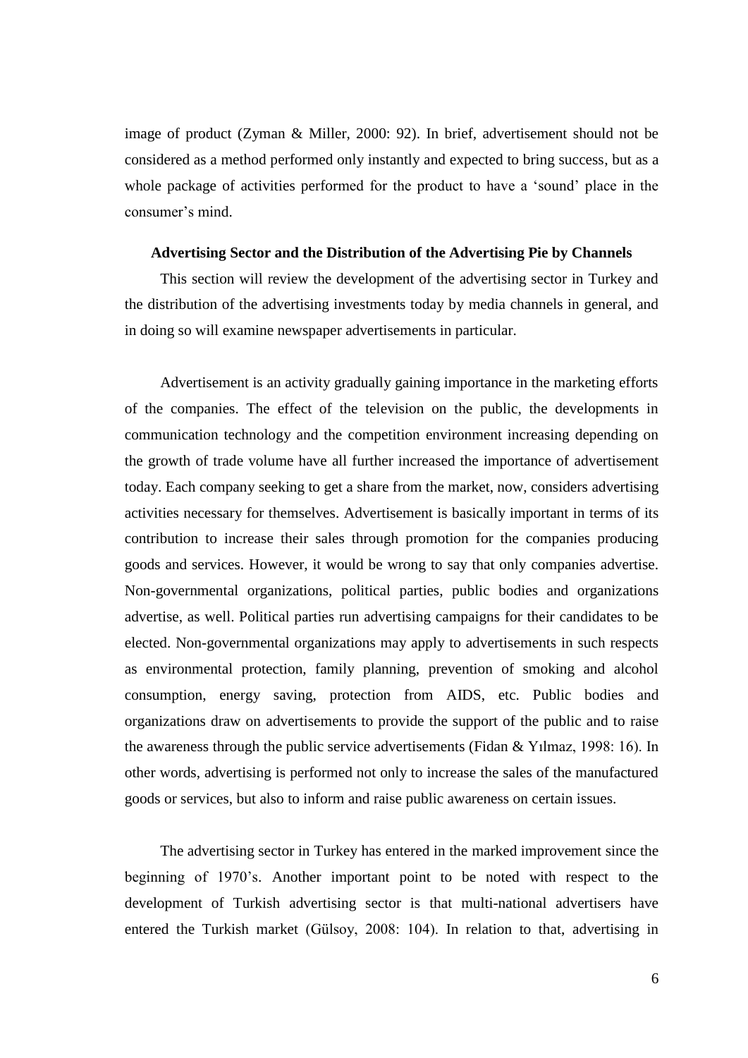image of product (Zyman & Miller, 2000: 92). In brief, advertisement should not be considered as a method performed only instantly and expected to bring success, but as a whole package of activities performed for the product to have a 'sound' place in the consumer's mind.

**Advertising Sector and the Distribution of the Advertising Pie by Channels**

This section will review the development of the advertising sector in Turkey and the distribution of the advertising investments today by media channels in general, and in doing so will examine newspaper advertisements in particular.

Advertisement is an activity gradually gaining importance in the marketing efforts of the companies. The effect of the television on the public, the developments in communication technology and the competition environment increasing depending on the growth of trade volume have all further increased the importance of advertisement today. Each company seeking to get a share from the market, now, considers advertising activities necessary for themselves. Advertisement is basically important in terms of its contribution to increase their sales through promotion for the companies producing goods and services. However, it would be wrong to say that only companies advertise. Non-governmental organizations, political parties, public bodies and organizations advertise, as well. Political parties run advertising campaigns for their candidates to be elected. Non-governmental organizations may apply to advertisements in such respects as environmental protection, family planning, prevention of smoking and alcohol consumption, energy saving, protection from AIDS, etc. Public bodies and organizations draw on advertisements to provide the support of the public and to raise the awareness through the public service advertisements (Fidan & Yılmaz, 1998: 16). In other words, advertising is performed not only to increase the sales of the manufactured goods or services, but also to inform and raise public awareness on certain issues.

The advertising sector in Turkey has entered in the marked improvement since the beginning of 1970's. Another important point to be noted with respect to the development of Turkish advertising sector is that multi-national advertisers have entered the Turkish market (Gülsoy, 2008: 104). In relation to that, advertising in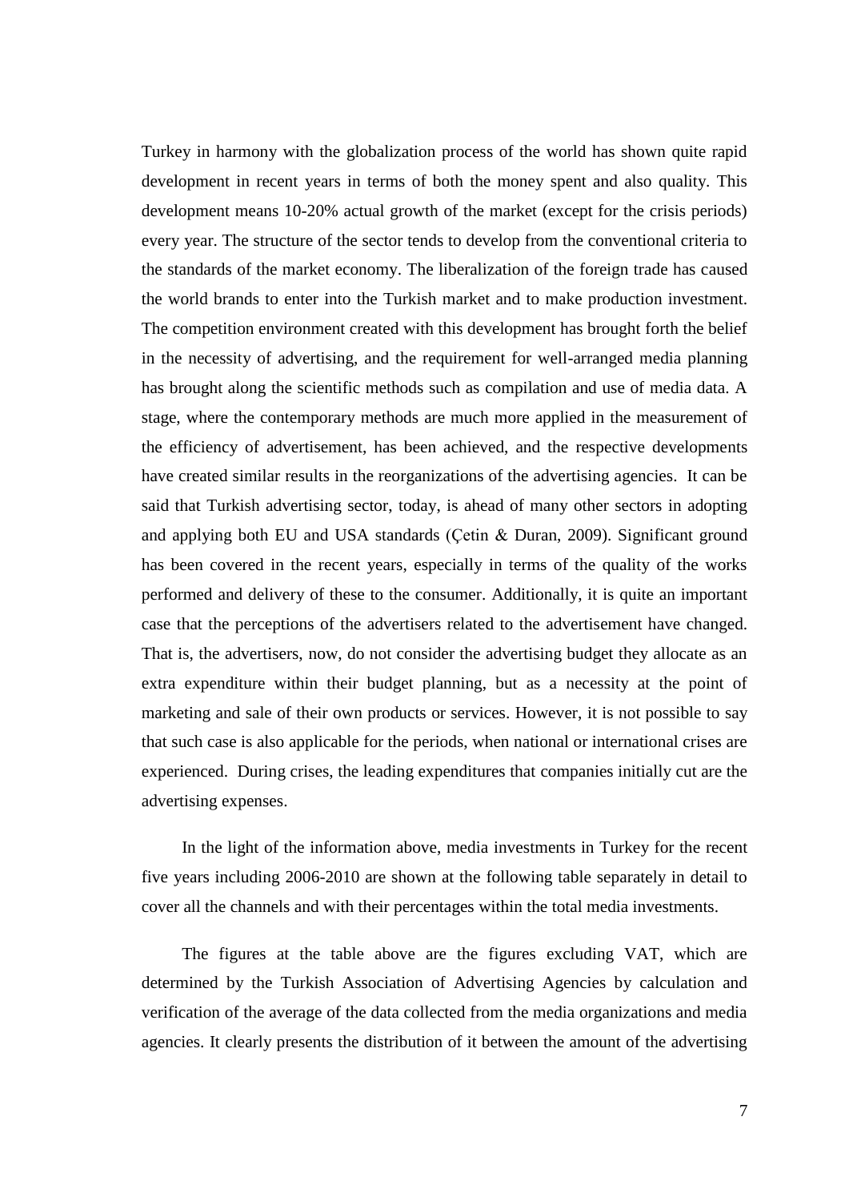Turkey in harmony with the globalization process of the world has shown quite rapid development in recent years in terms of both the money spent and also quality. This development means 10-20% actual growth of the market (except for the crisis periods) every year. The structure of the sector tends to develop from the conventional criteria to the standards of the market economy. The liberalization of the foreign trade has caused the world brands to enter into the Turkish market and to make production investment. The competition environment created with this development has brought forth the belief in the necessity of advertising, and the requirement for well-arranged media planning has brought along the scientific methods such as compilation and use of media data. A stage, where the contemporary methods are much more applied in the measurement of the efficiency of advertisement, has been achieved, and the respective developments have created similar results in the reorganizations of the advertising agencies. It can be said that Turkish advertising sector, today, is ahead of many other sectors in adopting and applying both EU and USA standards (Çetin & Duran, 2009). Significant ground has been covered in the recent years, especially in terms of the quality of the works performed and delivery of these to the consumer. Additionally, it is quite an important case that the perceptions of the advertisers related to the advertisement have changed. That is, the advertisers, now, do not consider the advertising budget they allocate as an extra expenditure within their budget planning, but as a necessity at the point of marketing and sale of their own products or services. However, it is not possible to say that such case is also applicable for the periods, when national or international crises are experienced. During crises, the leading expenditures that companies initially cut are the advertising expenses.

In the light of the information above, media investments in Turkey for the recent five years including 2006-2010 are shown at the following table separately in detail to cover all the channels and with their percentages within the total media investments.

The figures at the table above are the figures excluding VAT, which are determined by the Turkish Association of Advertising Agencies by calculation and verification of the average of the data collected from the media organizations and media agencies. It clearly presents the distribution of it between the amount of the advertising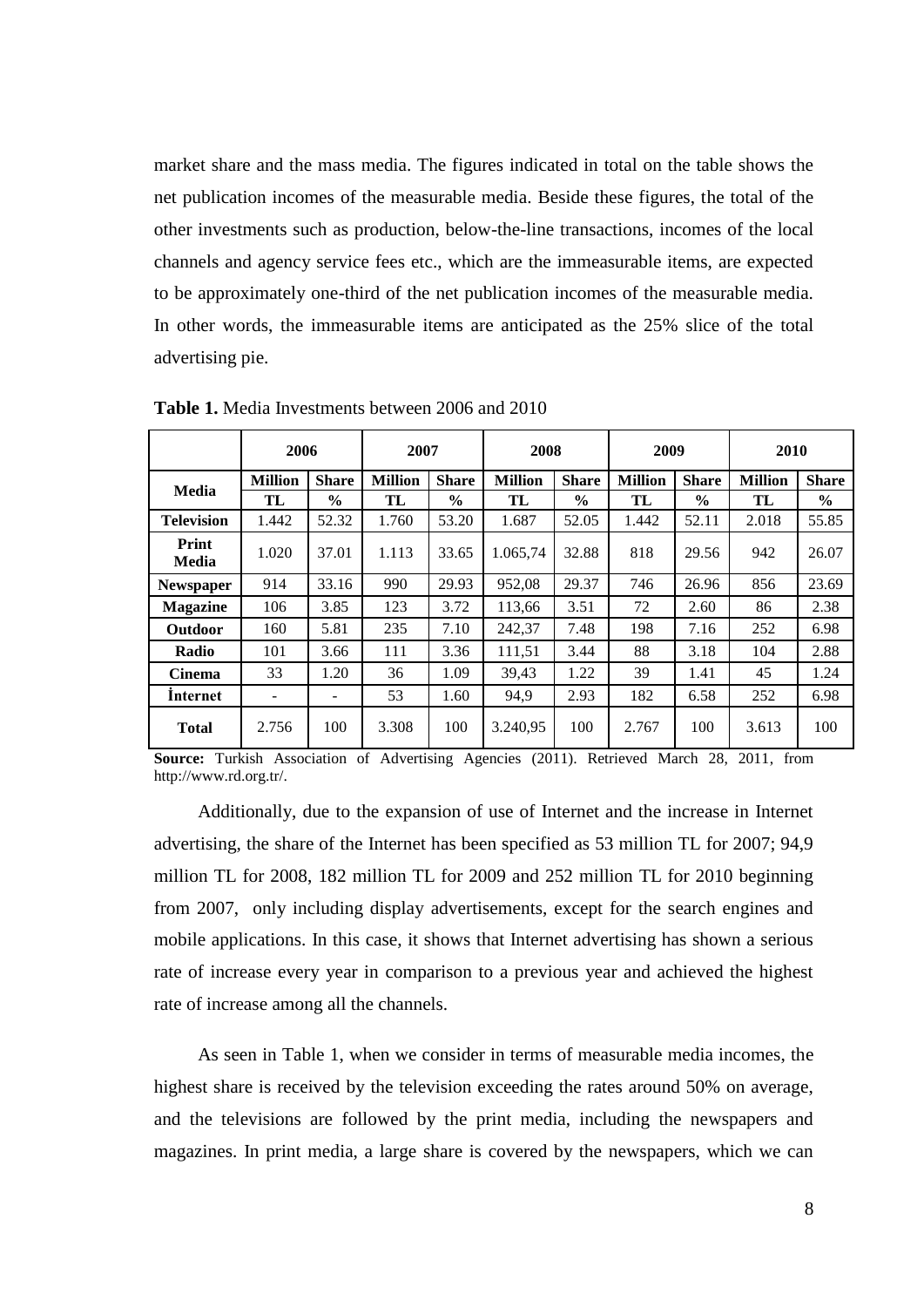market share and the mass media. The figures indicated in total on the table shows the net publication incomes of the measurable media. Beside these figures, the total of the other investments such as production, below-the-line transactions, incomes of the local channels and agency service fees etc., which are the immeasurable items, are expected to be approximately one-third of the net publication incomes of the measurable media. In other words, the immeasurable items are anticipated as the 25% slice of the total advertising pie.

**Table 1.** Media Investments between 2006 and 2010

| Media | 2006 | | 2007 | | 2008 | | 2009 | | 2010 | |
|---|---|---|---|---|---|---|---|---|---|---|
| | **Million TL** | **Share %** | **Million TL** | **Share %** | **Million TL** | **Share %** | **Million TL** | **Share %** | **Million TL** | **Share %** |
| **Television** | 1.442 | 52.32 | 1.760 | 53.20 | 1.687 | 52.05 | 1.442 | 52.11 | 2.018 | 55.85 |
| **Print Media** | 1.020 | 37.01 | 1.113 | 33.65 | 1.065,74 | 32.88 | 818 | 29.56 | 942 | 26.07 |
| **Newspaper** | 914 | 33.16 | 990 | 29.93 | 952,08 | 29.37 | 746 | 26.96 | 856 | 23.69 |
| **Magazine** | 106 | 3.85 | 123 | 3.72 | 113,66 | 3.51 | 72 | 2.60 | 86 | 2.38 |
| **Outdoor** | 160 | 5.81 | 235 | 7.10 | 242,37 | 7.48 | 198 | 7.16 | 252 | 6.98 |
| **Radio** | 101 | 3.66 | 111 | 3.36 | 111,51 | 3.44 | 88 | 3.18 | 104 | 2.88 |
| **Cinema** | 33 | 1.20 | 36 | 1.09 | 39,43 | 1.22 | 39 | 1.41 | 45 | 1.24 |
| **İnternet** | - | - | 53 | 1.60 | 94,9 | 2.93 | 182 | 6.58 | 252 | 6.98 |
| **Total** | 2.756 | 100 | 3.308 | 100 | 3.240,95 | 100 | 2.767 | 100 | 3.613 | 100 |

**Source:** Turkish Association of Advertising Agencies (2011). Retrieved March 28, 2011, from http://www.rd.org.tr/.

Additionally, due to the expansion of use of Internet and the increase in Internet advertising, the share of the Internet has been specified as 53 million TL for 2007; 94,9 million TL for 2008, 182 million TL for 2009 and 252 million TL for 2010 beginning from 2007, only including display advertisements, except for the search engines and mobile applications. In this case, it shows that Internet advertising has shown a serious rate of increase every year in comparison to a previous year and achieved the highest rate of increase among all the channels.

As seen in Table 1, when we consider in terms of measurable media incomes, the highest share is received by the television exceeding the rates around 50% on average, and the televisions are followed by the print media, including the newspapers and magazines. In print media, a large share is covered by the newspapers, which we can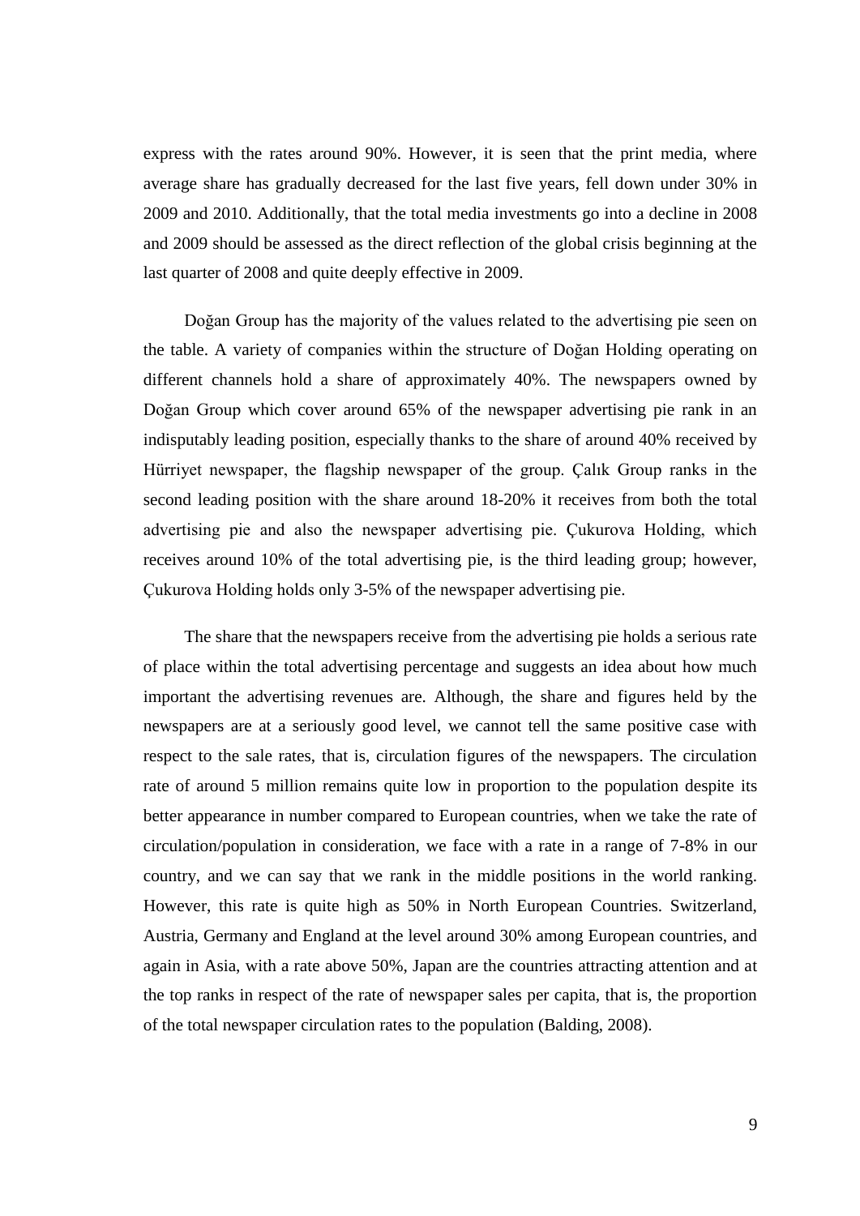express with the rates around 90%. However, it is seen that the print media, where average share has gradually decreased for the last five years, fell down under 30% in 2009 and 2010. Additionally, that the total media investments go into a decline in 2008 and 2009 should be assessed as the direct reflection of the global crisis beginning at the last quarter of 2008 and quite deeply effective in 2009.

Doğan Group has the majority of the values related to the advertising pie seen on the table. A variety of companies within the structure of Doğan Holding operating on different channels hold a share of approximately 40%. The newspapers owned by Doğan Group which cover around 65% of the newspaper advertising pie rank in an indisputably leading position, especially thanks to the share of around 40% received by Hürriyet newspaper, the flagship newspaper of the group. Çalık Group ranks in the second leading position with the share around 18-20% it receives from both the total advertising pie and also the newspaper advertising pie. Çukurova Holding, which receives around 10% of the total advertising pie, is the third leading group; however, Çukurova Holding holds only 3-5% of the newspaper advertising pie.

The share that the newspapers receive from the advertising pie holds a serious rate of place within the total advertising percentage and suggests an idea about how much important the advertising revenues are. Although, the share and figures held by the newspapers are at a seriously good level, we cannot tell the same positive case with respect to the sale rates, that is, circulation figures of the newspapers. The circulation rate of around 5 million remains quite low in proportion to the population despite its better appearance in number compared to European countries, when we take the rate of circulation/population in consideration, we face with a rate in a range of 7-8% in our country, and we can say that we rank in the middle positions in the world ranking. However, this rate is quite high as 50% in North European Countries. Switzerland, Austria, Germany and England at the level around 30% among European countries, and again in Asia, with a rate above 50%, Japan are the countries attracting attention and at the top ranks in respect of the rate of newspaper sales per capita, that is, the proportion of the total newspaper circulation rates to the population (Balding, 2008).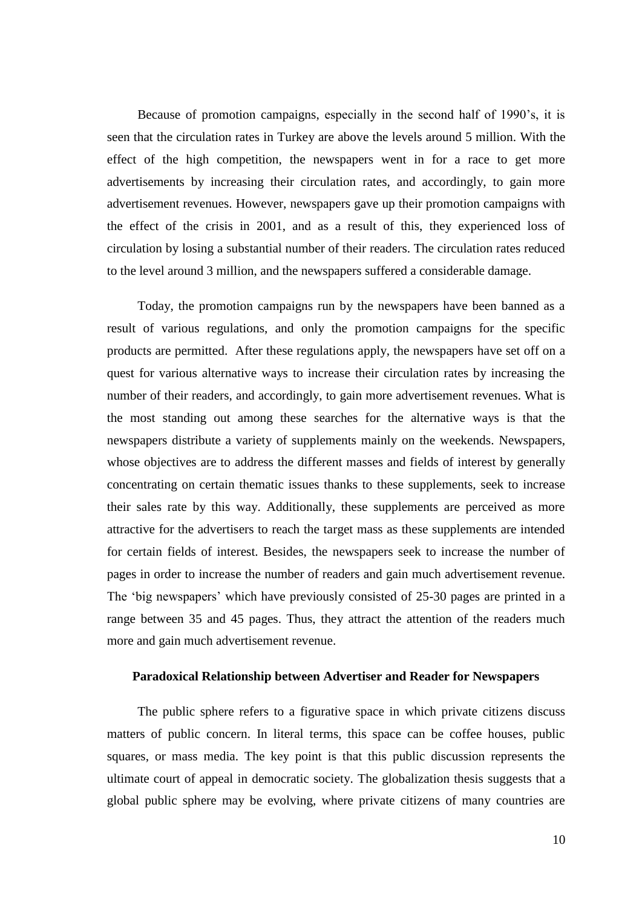Because of promotion campaigns, especially in the second half of 1990's, it is seen that the circulation rates in Turkey are above the levels around 5 million. With the effect of the high competition, the newspapers went in for a race to get more advertisements by increasing their circulation rates, and accordingly, to gain more advertisement revenues. However, newspapers gave up their promotion campaigns with the effect of the crisis in 2001, and as a result of this, they experienced loss of circulation by losing a substantial number of their readers. The circulation rates reduced to the level around 3 million, and the newspapers suffered a considerable damage.

Today, the promotion campaigns run by the newspapers have been banned as a result of various regulations, and only the promotion campaigns for the specific products are permitted. After these regulations apply, the newspapers have set off on a quest for various alternative ways to increase their circulation rates by increasing the number of their readers, and accordingly, to gain more advertisement revenues. What is the most standing out among these searches for the alternative ways is that the newspapers distribute a variety of supplements mainly on the weekends. Newspapers, whose objectives are to address the different masses and fields of interest by generally concentrating on certain thematic issues thanks to these supplements, seek to increase their sales rate by this way. Additionally, these supplements are perceived as more attractive for the advertisers to reach the target mass as these supplements are intended for certain fields of interest. Besides, the newspapers seek to increase the number of pages in order to increase the number of readers and gain much advertisement revenue. The 'big newspapers' which have previously consisted of 25-30 pages are printed in a range between 35 and 45 pages. Thus, they attract the attention of the readers much more and gain much advertisement revenue.

### Paradoxical Relationship between Advertiser and Reader for Newspapers

The public sphere refers to a figurative space in which private citizens discuss matters of public concern. In literal terms, this space can be coffee houses, public squares, or mass media. The key point is that this public discussion represents the ultimate court of appeal in democratic society. The globalization thesis suggests that a global public sphere may be evolving, where private citizens of many countries are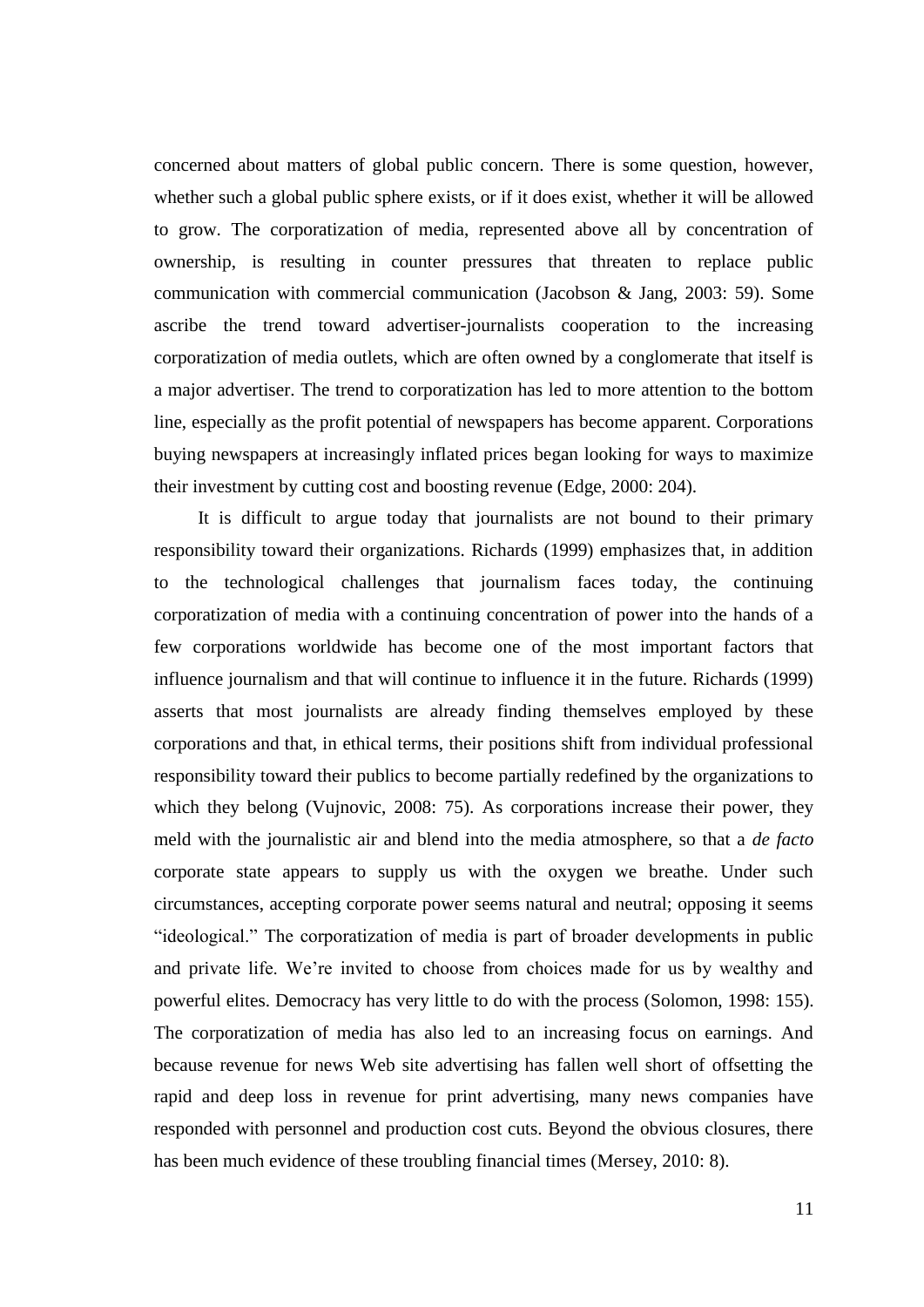concerned about matters of global public concern. There is some question, however, whether such a global public sphere exists, or if it does exist, whether it will be allowed to grow. The corporatization of media, represented above all by concentration of ownership, is resulting in counter pressures that threaten to replace public communication with commercial communication (Jacobson & Jang, 2003: 59). Some ascribe the trend toward advertiser-journalists cooperation to the increasing corporatization of media outlets, which are often owned by a conglomerate that itself is a major advertiser. The trend to corporatization has led to more attention to the bottom line, especially as the profit potential of newspapers has become apparent. Corporations buying newspapers at increasingly inflated prices began looking for ways to maximize their investment by cutting cost and boosting revenue (Edge, 2000: 204).

It is difficult to argue today that journalists are not bound to their primary responsibility toward their organizations. Richards (1999) emphasizes that, in addition to the technological challenges that journalism faces today, the continuing corporatization of media with a continuing concentration of power into the hands of a few corporations worldwide has become one of the most important factors that influence journalism and that will continue to influence it in the future. Richards (1999) asserts that most journalists are already finding themselves employed by these corporations and that, in ethical terms, their positions shift from individual professional responsibility toward their publics to become partially redefined by the organizations to which they belong (Vujnovic, 2008: 75). As corporations increase their power, they meld with the journalistic air and blend into the media atmosphere, so that a *de facto* corporate state appears to supply us with the oxygen we breathe. Under such circumstances, accepting corporate power seems natural and neutral; opposing it seems "ideological." The corporatization of media is part of broader developments in public and private life. We're invited to choose from choices made for us by wealthy and powerful elites. Democracy has very little to do with the process (Solomon, 1998: 155). The corporatization of media has also led to an increasing focus on earnings. And because revenue for news Web site advertising has fallen well short of offsetting the rapid and deep loss in revenue for print advertising, many news companies have responded with personnel and production cost cuts. Beyond the obvious closures, there has been much evidence of these troubling financial times (Mersey, 2010: 8).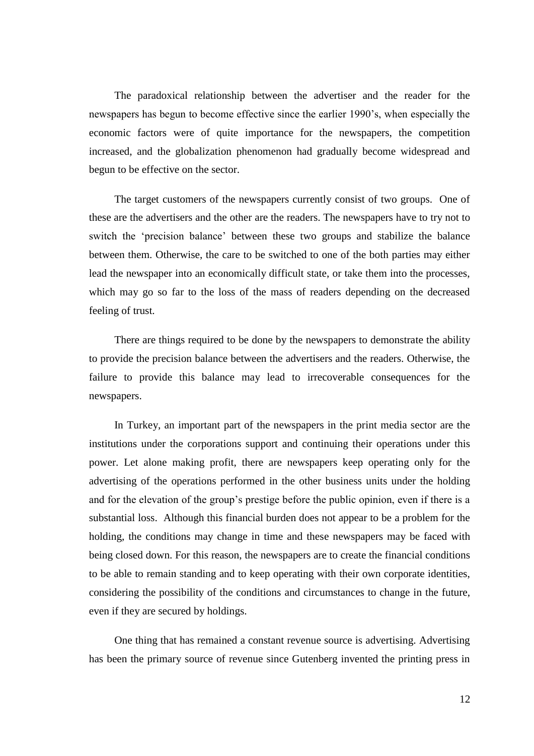The paradoxical relationship between the advertiser and the reader for the newspapers has begun to become effective since the earlier 1990's, when especially the economic factors were of quite importance for the newspapers, the competition increased, and the globalization phenomenon had gradually become widespread and begun to be effective on the sector.

The target customers of the newspapers currently consist of two groups. One of these are the advertisers and the other are the readers. The newspapers have to try not to switch the 'precision balance' between these two groups and stabilize the balance between them. Otherwise, the care to be switched to one of the both parties may either lead the newspaper into an economically difficult state, or take them into the processes, which may go so far to the loss of the mass of readers depending on the decreased feeling of trust.

There are things required to be done by the newspapers to demonstrate the ability to provide the precision balance between the advertisers and the readers. Otherwise, the failure to provide this balance may lead to irrecoverable consequences for the newspapers.

In Turkey, an important part of the newspapers in the print media sector are the institutions under the corporations support and continuing their operations under this power. Let alone making profit, there are newspapers keep operating only for the advertising of the operations performed in the other business units under the holding and for the elevation of the group's prestige before the public opinion, even if there is a substantial loss. Although this financial burden does not appear to be a problem for the holding, the conditions may change in time and these newspapers may be faced with being closed down. For this reason, the newspapers are to create the financial conditions to be able to remain standing and to keep operating with their own corporate identities, considering the possibility of the conditions and circumstances to change in the future, even if they are secured by holdings.

One thing that has remained a constant revenue source is advertising. Advertising has been the primary source of revenue since Gutenberg invented the printing press in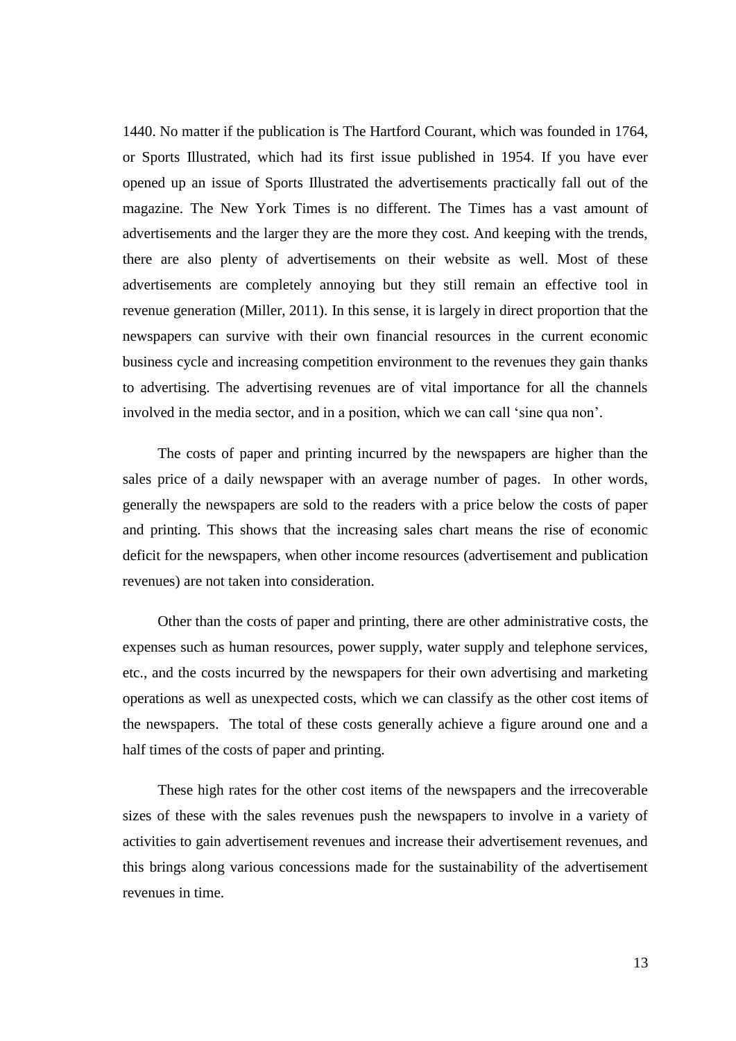1440. No matter if the publication is The Hartford Courant, which was founded in 1764, or Sports Illustrated, which had its first issue published in 1954. If you have ever opened up an issue of Sports Illustrated the advertisements practically fall out of the magazine. The New York Times is no different. The Times has a vast amount of advertisements and the larger they are the more they cost. And keeping with the trends, there are also plenty of advertisements on their website as well. Most of these advertisements are completely annoying but they still remain an effective tool in revenue generation (Miller, 2011). In this sense, it is largely in direct proportion that the newspapers can survive with their own financial resources in the current economic business cycle and increasing competition environment to the revenues they gain thanks to advertising. The advertising revenues are of vital importance for all the channels involved in the media sector, and in a position, which we can call 'sine qua non'.

The costs of paper and printing incurred by the newspapers are higher than the sales price of a daily newspaper with an average number of pages. In other words, generally the newspapers are sold to the readers with a price below the costs of paper and printing. This shows that the increasing sales chart means the rise of economic deficit for the newspapers, when other income resources (advertisement and publication revenues) are not taken into consideration.

Other than the costs of paper and printing, there are other administrative costs, the expenses such as human resources, power supply, water supply and telephone services, etc., and the costs incurred by the newspapers for their own advertising and marketing operations as well as unexpected costs, which we can classify as the other cost items of the newspapers. The total of these costs generally achieve a figure around one and a half times of the costs of paper and printing.

These high rates for the other cost items of the newspapers and the irrecoverable sizes of these with the sales revenues push the newspapers to involve in a variety of activities to gain advertisement revenues and increase their advertisement revenues, and this brings along various concessions made for the sustainability of the advertisement revenues in time.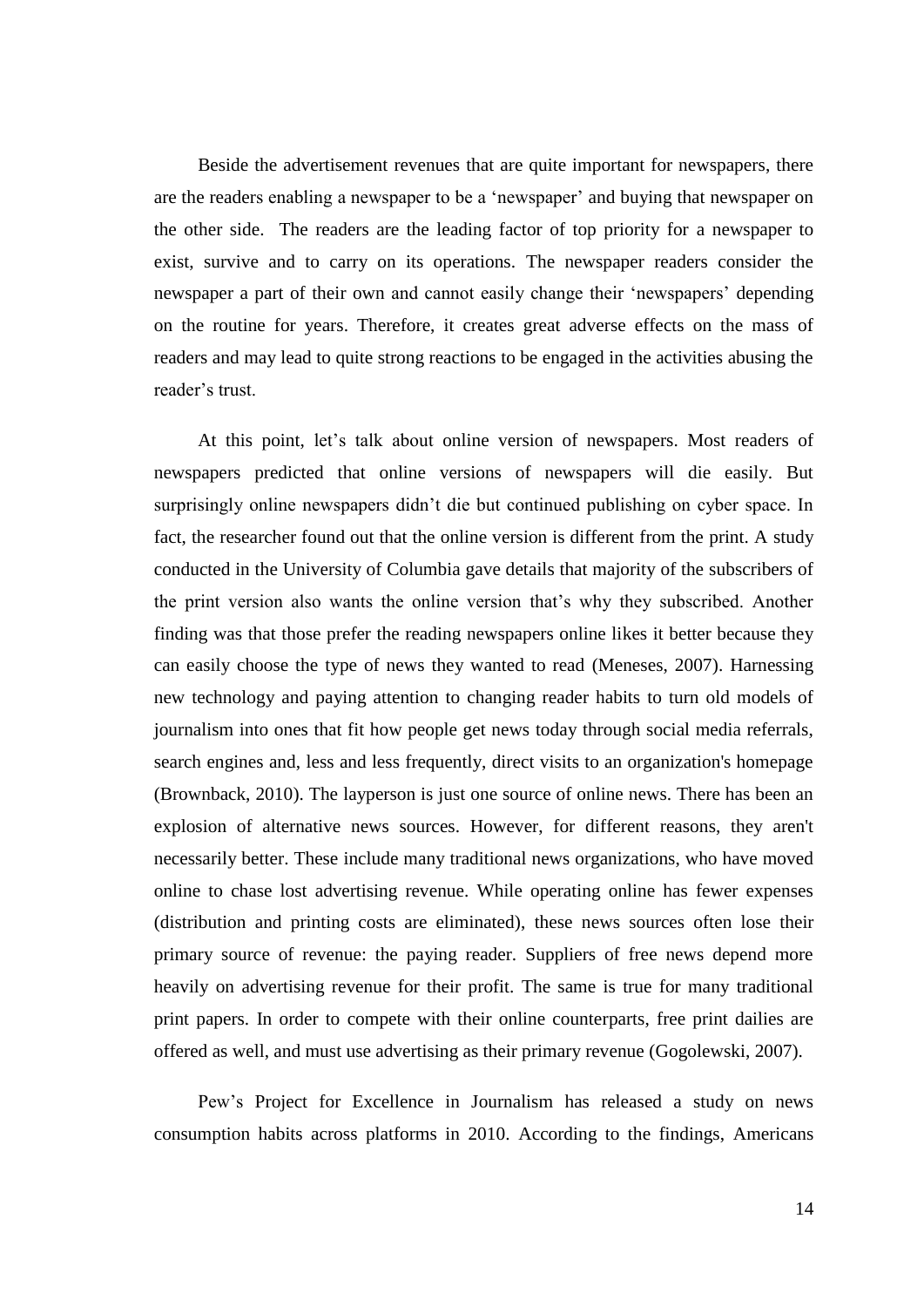Beside the advertisement revenues that are quite important for newspapers, there are the readers enabling a newspaper to be a 'newspaper' and buying that newspaper on the other side. The readers are the leading factor of top priority for a newspaper to exist, survive and to carry on its operations. The newspaper readers consider the newspaper a part of their own and cannot easily change their 'newspapers' depending on the routine for years. Therefore, it creates great adverse effects on the mass of readers and may lead to quite strong reactions to be engaged in the activities abusing the reader's trust.

At this point, let's talk about online version of newspapers. Most readers of newspapers predicted that online versions of newspapers will die easily. But surprisingly online newspapers didn't die but continued publishing on cyber space. In fact, the researcher found out that the online version is different from the print. A study conducted in the University of Columbia gave details that majority of the subscribers of the print version also wants the online version that's why they subscribed. Another finding was that those prefer the reading newspapers online likes it better because they can easily choose the type of news they wanted to read (Meneses, 2007). Harnessing new technology and paying attention to changing reader habits to turn old models of journalism into ones that fit how people get news today through social media referrals, search engines and, less and less frequently, direct visits to an organization's homepage (Brownback, 2010). The layperson is just one source of online news. There has been an explosion of alternative news sources. However, for different reasons, they aren't necessarily better. These include many traditional news organizations, who have moved online to chase lost advertising revenue. While operating online has fewer expenses (distribution and printing costs are eliminated), these news sources often lose their primary source of revenue: the paying reader. Suppliers of free news depend more heavily on advertising revenue for their profit. The same is true for many traditional print papers. In order to compete with their online counterparts, free print dailies are offered as well, and must use advertising as their primary revenue (Gogolewski, 2007).

Pew's Project for Excellence in Journalism has released a study on news consumption habits across platforms in 2010. According to the findings, Americans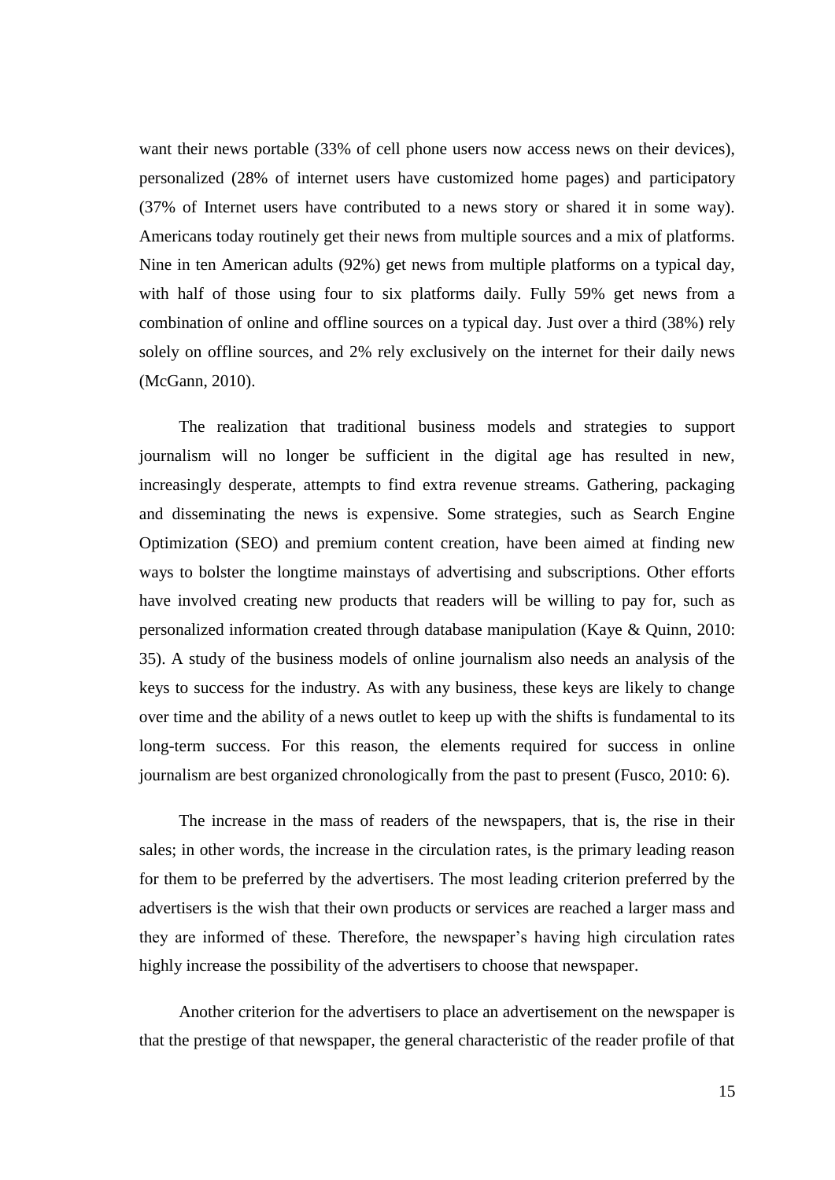want their news portable (33% of cell phone users now access news on their devices), personalized (28% of internet users have customized home pages) and participatory (37% of Internet users have contributed to a news story or shared it in some way). Americans today routinely get their news from multiple sources and a mix of platforms. Nine in ten American adults (92%) get news from multiple platforms on a typical day, with half of those using four to six platforms daily. Fully 59% get news from a combination of online and offline sources on a typical day. Just over a third (38%) rely solely on offline sources, and 2% rely exclusively on the internet for their daily news (McGann, 2010).

The realization that traditional business models and strategies to support journalism will no longer be sufficient in the digital age has resulted in new, increasingly desperate, attempts to find extra revenue streams. Gathering, packaging and disseminating the news is expensive. Some strategies, such as Search Engine Optimization (SEO) and premium content creation, have been aimed at finding new ways to bolster the longtime mainstays of advertising and subscriptions. Other efforts have involved creating new products that readers will be willing to pay for, such as personalized information created through database manipulation (Kaye & Quinn, 2010: 35). A study of the business models of online journalism also needs an analysis of the keys to success for the industry. As with any business, these keys are likely to change over time and the ability of a news outlet to keep up with the shifts is fundamental to its long-term success. For this reason, the elements required for success in online journalism are best organized chronologically from the past to present (Fusco, 2010: 6).

The increase in the mass of readers of the newspapers, that is, the rise in their sales; in other words, the increase in the circulation rates, is the primary leading reason for them to be preferred by the advertisers. The most leading criterion preferred by the advertisers is the wish that their own products or services are reached a larger mass and they are informed of these. Therefore, the newspaper's having high circulation rates highly increase the possibility of the advertisers to choose that newspaper.

Another criterion for the advertisers to place an advertisement on the newspaper is that the prestige of that newspaper, the general characteristic of the reader profile of that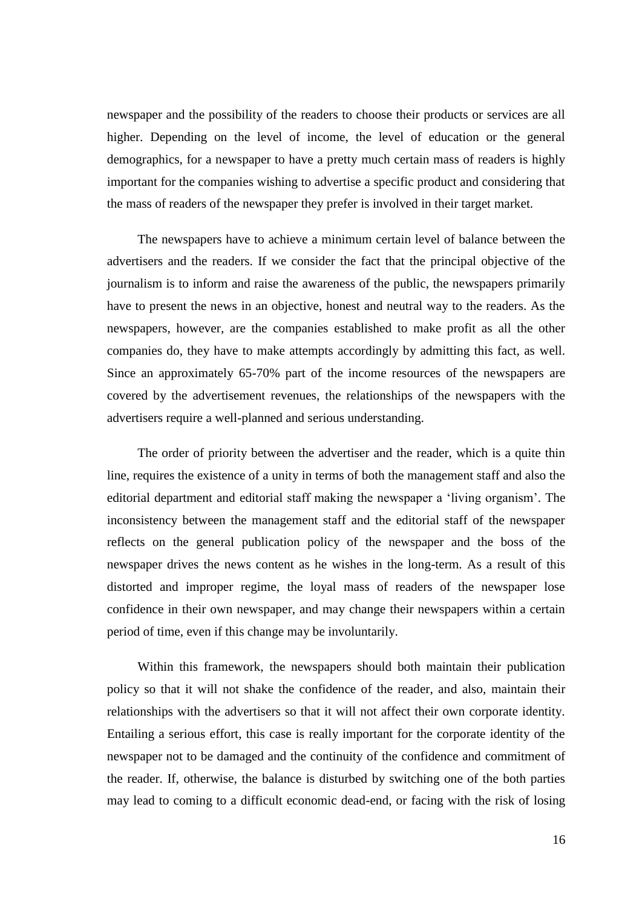newspaper and the possibility of the readers to choose their products or services are all higher. Depending on the level of income, the level of education or the general demographics, for a newspaper to have a pretty much certain mass of readers is highly important for the companies wishing to advertise a specific product and considering that the mass of readers of the newspaper they prefer is involved in their target market.

The newspapers have to achieve a minimum certain level of balance between the advertisers and the readers. If we consider the fact that the principal objective of the journalism is to inform and raise the awareness of the public, the newspapers primarily have to present the news in an objective, honest and neutral way to the readers. As the newspapers, however, are the companies established to make profit as all the other companies do, they have to make attempts accordingly by admitting this fact, as well. Since an approximately 65-70% part of the income resources of the newspapers are covered by the advertisement revenues, the relationships of the newspapers with the advertisers require a well-planned and serious understanding.

The order of priority between the advertiser and the reader, which is a quite thin line, requires the existence of a unity in terms of both the management staff and also the editorial department and editorial staff making the newspaper a 'living organism'. The inconsistency between the management staff and the editorial staff of the newspaper reflects on the general publication policy of the newspaper and the boss of the newspaper drives the news content as he wishes in the long-term. As a result of this distorted and improper regime, the loyal mass of readers of the newspaper lose confidence in their own newspaper, and may change their newspapers within a certain period of time, even if this change may be involuntarily.

Within this framework, the newspapers should both maintain their publication policy so that it will not shake the confidence of the reader, and also, maintain their relationships with the advertisers so that it will not affect their own corporate identity. Entailing a serious effort, this case is really important for the corporate identity of the newspaper not to be damaged and the continuity of the confidence and commitment of the reader. If, otherwise, the balance is disturbed by switching one of the both parties may lead to coming to a difficult economic dead-end, or facing with the risk of losing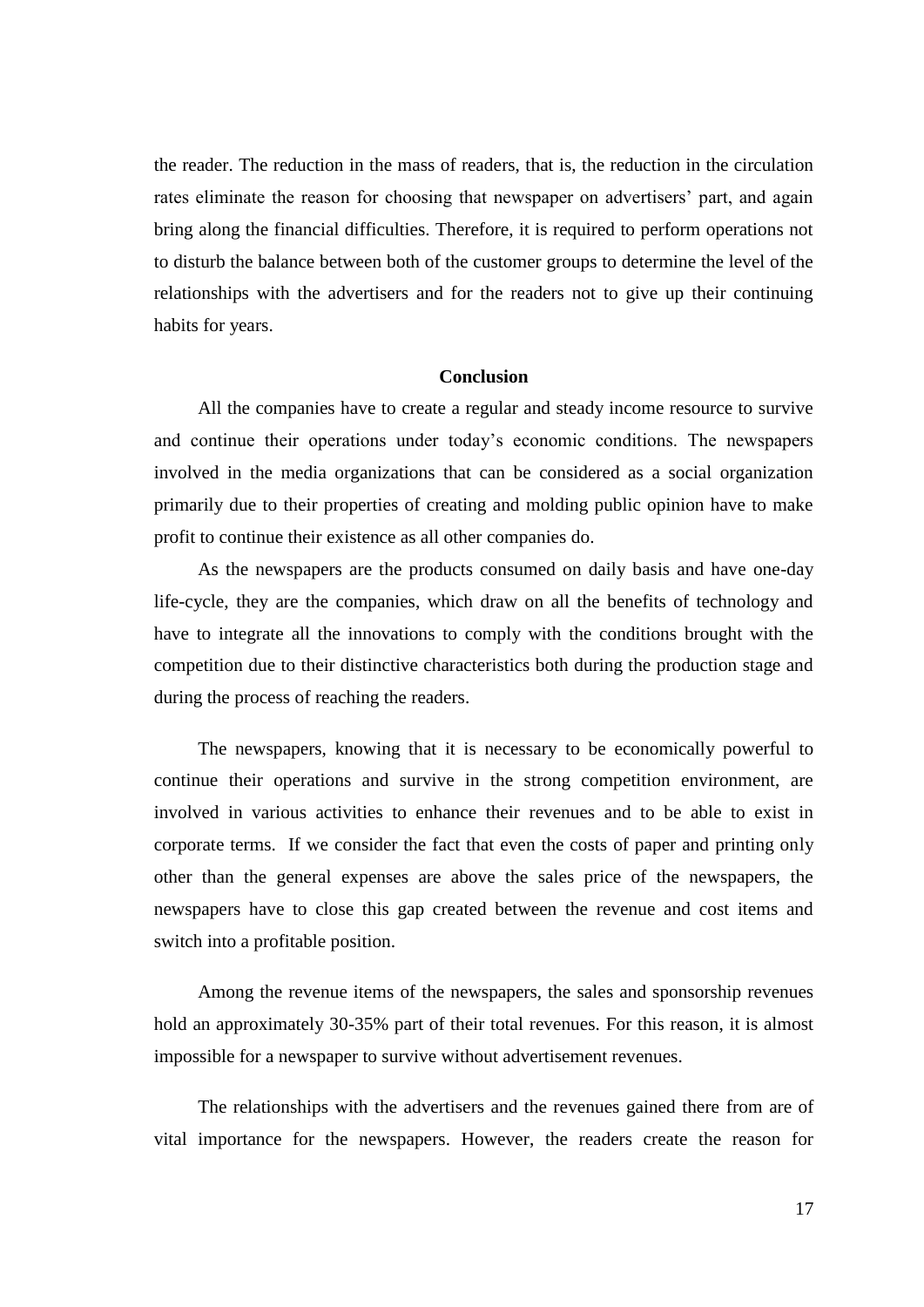the reader. The reduction in the mass of readers, that is, the reduction in the circulation rates eliminate the reason for choosing that newspaper on advertisers' part, and again bring along the financial difficulties. Therefore, it is required to perform operations not to disturb the balance between both of the customer groups to determine the level of the relationships with the advertisers and for the readers not to give up their continuing habits for years.

## Conclusion

All the companies have to create a regular and steady income resource to survive and continue their operations under today's economic conditions. The newspapers involved in the media organizations that can be considered as a social organization primarily due to their properties of creating and molding public opinion have to make profit to continue their existence as all other companies do.

As the newspapers are the products consumed on daily basis and have one-day life-cycle, they are the companies, which draw on all the benefits of technology and have to integrate all the innovations to comply with the conditions brought with the competition due to their distinctive characteristics both during the production stage and during the process of reaching the readers.

The newspapers, knowing that it is necessary to be economically powerful to continue their operations and survive in the strong competition environment, are involved in various activities to enhance their revenues and to be able to exist in corporate terms. If we consider the fact that even the costs of paper and printing only other than the general expenses are above the sales price of the newspapers, the newspapers have to close this gap created between the revenue and cost items and switch into a profitable position.

Among the revenue items of the newspapers, the sales and sponsorship revenues hold an approximately 30-35% part of their total revenues. For this reason, it is almost impossible for a newspaper to survive without advertisement revenues.

The relationships with the advertisers and the revenues gained there from are of vital importance for the newspapers. However, the readers create the reason for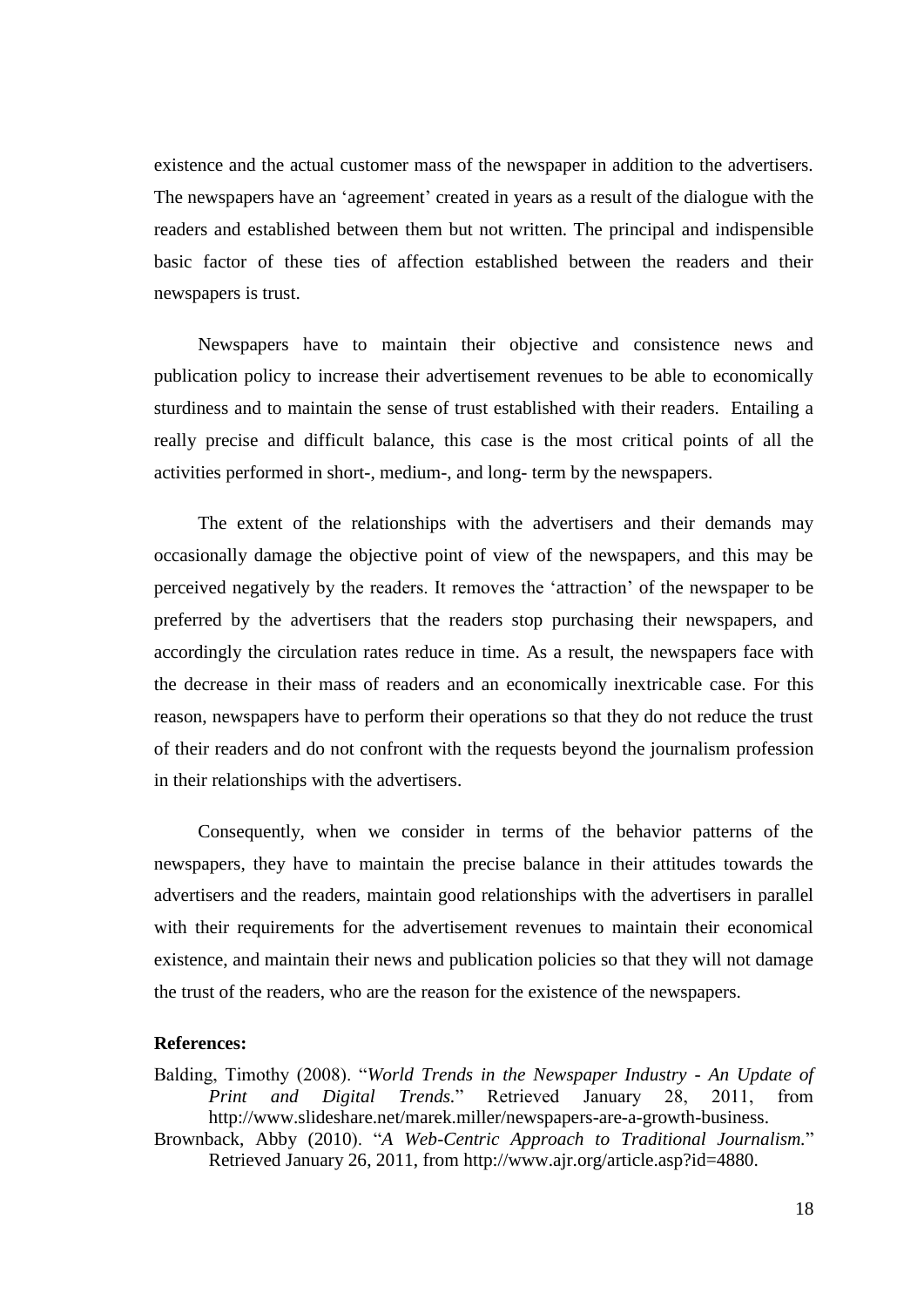existence and the actual customer mass of the newspaper in addition to the advertisers. The newspapers have an 'agreement' created in years as a result of the dialogue with the readers and established between them but not written. The principal and indispensible basic factor of these ties of affection established between the readers and their newspapers is trust.

Newspapers have to maintain their objective and consistence news and publication policy to increase their advertisement revenues to be able to economically sturdiness and to maintain the sense of trust established with their readers. Entailing a really precise and difficult balance, this case is the most critical points of all the activities performed in short-, medium-, and long- term by the newspapers.

The extent of the relationships with the advertisers and their demands may occasionally damage the objective point of view of the newspapers, and this may be perceived negatively by the readers. It removes the 'attraction' of the newspaper to be preferred by the advertisers that the readers stop purchasing their newspapers, and accordingly the circulation rates reduce in time. As a result, the newspapers face with the decrease in their mass of readers and an economically inextricable case. For this reason, newspapers have to perform their operations so that they do not reduce the trust of their readers and do not confront with the requests beyond the journalism profession in their relationships with the advertisers.

Consequently, when we consider in terms of the behavior patterns of the newspapers, they have to maintain the precise balance in their attitudes towards the advertisers and the readers, maintain good relationships with the advertisers in parallel with their requirements for the advertisement revenues to maintain their economical existence, and maintain their news and publication policies so that they will not damage the trust of the readers, who are the reason for the existence of the newspapers.

**References:**

Balding, Timothy (2008). "*World Trends in the Newspaper Industry - An Update of Print and Digital Trends.*" Retrieved January 28, 2011, from http://www.slideshare.net/marek.miller/newspapers-are-a-growth-business.

Brownback, Abby (2010). "*A Web-Centric Approach to Traditional Journalism.*" Retrieved January 26, 2011, from http://www.ajr.org/article.asp?id=4880.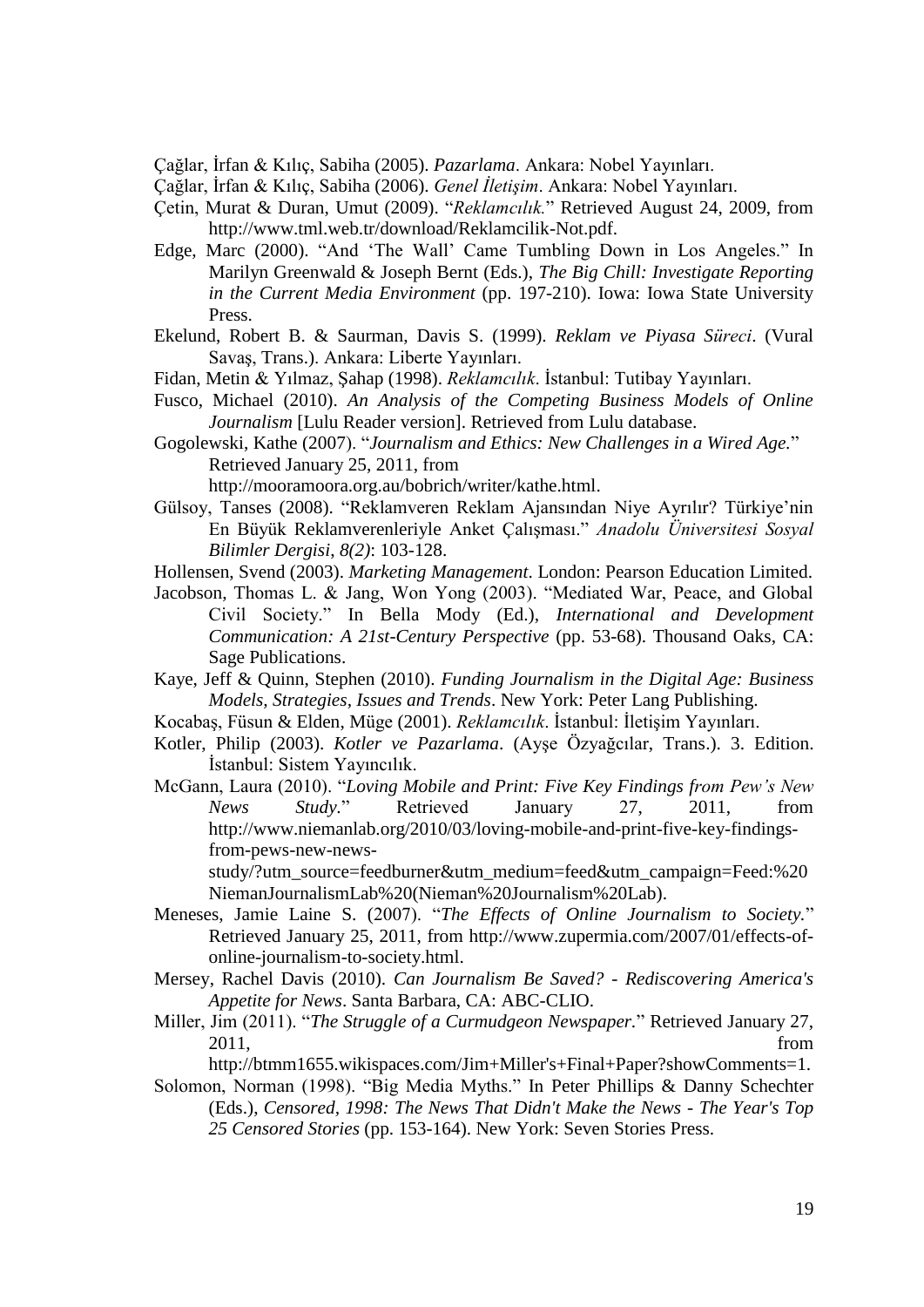Çağlar, İrfan & Kılıç, Sabiha (2005). *Pazarlama*. Ankara: Nobel Yayınları.

Çağlar, İrfan & Kılıç, Sabiha (2006). *Genel İletişim*. Ankara: Nobel Yayınları.

Çetin, Murat & Duran, Umut (2009). "*Reklamcılık.*" Retrieved August 24, 2009, from http://www.tml.web.tr/download/Reklamcilik-Not.pdf.

Edge, Marc (2000). "And 'The Wall' Came Tumbling Down in Los Angeles." In Marilyn Greenwald & Joseph Bernt (Eds.), *The Big Chill: Investigate Reporting in the Current Media Environment* (pp. 197-210). Iowa: Iowa State University Press.

Ekelund, Robert B. & Saurman, Davis S. (1999). *Reklam ve Piyasa Süreci*. (Vural Savaş, Trans.). Ankara: Liberte Yayınları.

Fidan, Metin & Yılmaz, Şahap (1998). *Reklamcılık*. İstanbul: Tutibay Yayınları.

Fusco, Michael (2010). *An Analysis of the Competing Business Models of Online Journalism* [Lulu Reader version]. Retrieved from Lulu database.

Gogolewski, Kathe (2007). "*Journalism and Ethics: New Challenges in a Wired Age.*" Retrieved January 25, 2011, from http://mooramoora.org.au/bobrich/writer/kathe.html.

Gülsoy, Tanses (2008). "Reklamveren Reklam Ajansından Niye Ayrılır? Türkiye'nin En Büyük Reklamverenleriyle Anket Çalışması." *Anadolu Üniversitesi Sosyal Bilimler Dergisi*, *8(2)*: 103-128.

Hollensen, Svend (2003). *Marketing Management*. London: Pearson Education Limited.

Jacobson, Thomas L. & Jang, Won Yong (2003). "Mediated War, Peace, and Global Civil Society." In Bella Mody (Ed.), *International and Development Communication: A 21st-Century Perspective* (pp. 53-68). Thousand Oaks, CA: Sage Publications.

Kaye, Jeff & Quinn, Stephen (2010). *Funding Journalism in the Digital Age: Business Models, Strategies, Issues and Trends*. New York: Peter Lang Publishing.

Kocabaş, Füsun & Elden, Müge (2001). *Reklamcılık*. İstanbul: İletişim Yayınları.

Kotler, Philip (2003). *Kotler ve Pazarlama*. (Ayşe Özyağcılar, Trans.). 3. Edition. İstanbul: Sistem Yayıncılık.

McGann, Laura (2010). "*Loving Mobile and Print: Five Key Findings from Pew's New News Study.*" Retrieved January 27, 2011, from http://www.niemanlab.org/2010/03/loving-mobile-and-print-five-key-findings-from-pews-new-news-study/?utm_source=feedburner&utm_medium=feed&utm_campaign=Feed:%20NiemanJournalismLab%20(Nieman%20Journalism%20Lab).

Meneses, Jamie Laine S. (2007). "*The Effects of Online Journalism to Society.*" Retrieved January 25, 2011, from http://www.zupermia.com/2007/01/effects-of-online-journalism-to-society.html.

Mersey, Rachel Davis (2010). *Can Journalism Be Saved? - Rediscovering America's Appetite for News*. Santa Barbara, CA: ABC-CLIO.

Miller, Jim (2011). "*The Struggle of a Curmudgeon Newspaper.*" Retrieved January 27, 2011, from http://btmm1655.wikispaces.com/Jim+Miller's+Final+Paper?showComments=1.

Solomon, Norman (1998). "Big Media Myths." In Peter Phillips & Danny Schechter (Eds.), *Censored, 1998: The News That Didn't Make the News - The Year's Top 25 Censored Stories* (pp. 153-164). New York: Seven Stories Press.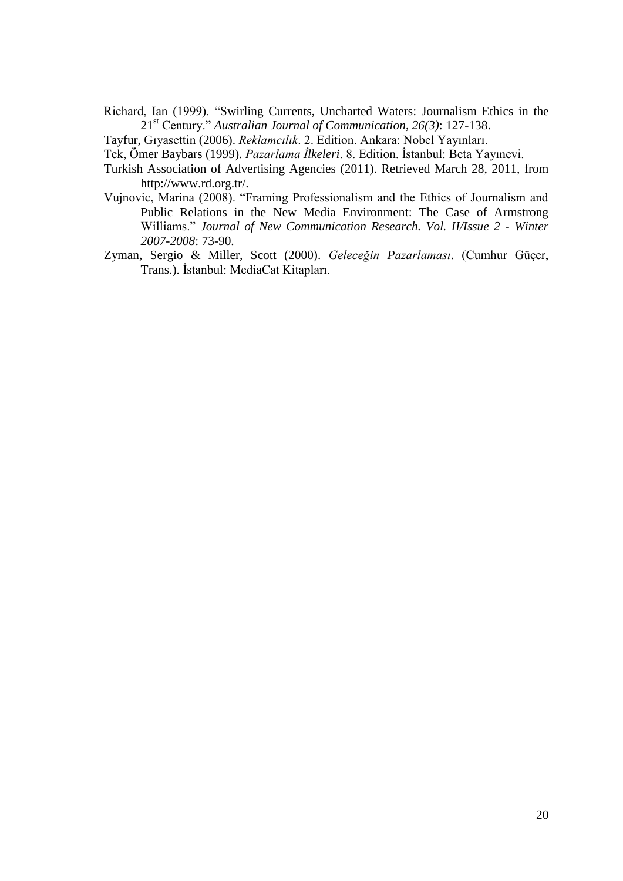Richard, Ian (1999). "Swirling Currents, Uncharted Waters: Journalism Ethics in the 21st Century." *Australian Journal of Communication*, *26(3)*: 127-138.

Tayfur, Gıyasettin (2006). *Reklamcılık*. 2. Edition. Ankara: Nobel Yayınları.

Tek, Ömer Baybars (1999). *Pazarlama İlkeleri*. 8. Edition. İstanbul: Beta Yayınevi.

Turkish Association of Advertising Agencies (2011). Retrieved March 28, 2011, from http://www.rd.org.tr/.

Vujnovic, Marina (2008). "Framing Professionalism and the Ethics of Journalism and Public Relations in the New Media Environment: The Case of Armstrong Williams." *Journal of New Communication Research. Vol. II/Issue 2 - Winter 2007-2008*: 73-90.

Zyman, Sergio & Miller, Scott (2000). *Geleceğin Pazarlaması*. (Cumhur Güçer, Trans.). İstanbul: MediaCat Kitapları.